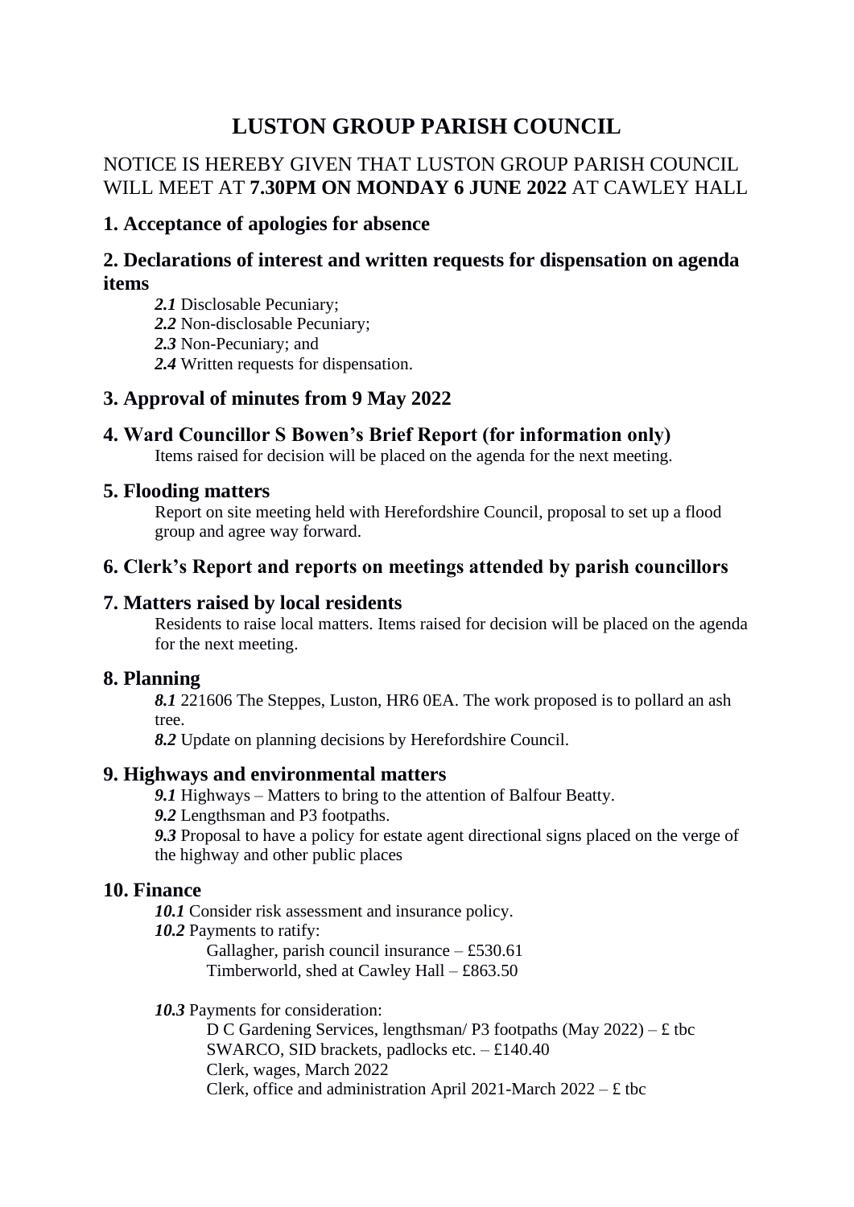# LUSTON GROUP PARISH COUNCIL

NOTICE IS HEREBY GIVEN THAT LUSTON GROUP PARISH COUNCIL WILL MEET AT **7.30PM ON MONDAY 6 JUNE 2022** AT CAWLEY HALL

## 1. Acceptance of apologies for absence

## 2. Declarations of interest and written requests for dispensation on agenda items

***2.1*** Disclosable Pecuniary;
***2.2*** Non-disclosable Pecuniary;
***2.3*** Non-Pecuniary; and
***2.4*** Written requests for dispensation.

## 3. Approval of minutes from 9 May 2022

## 4. Ward Councillor S Bowen's Brief Report (for information only)

Items raised for decision will be placed on the agenda for the next meeting.

## 5. Flooding matters

Report on site meeting held with Herefordshire Council, proposal to set up a flood group and agree way forward.

## 6. Clerk's Report and reports on meetings attended by parish councillors

## 7. Matters raised by local residents

Residents to raise local matters. Items raised for decision will be placed on the agenda for the next meeting.

## 8. Planning

***8.1*** 221606 The Steppes, Luston, HR6 0EA. The work proposed is to pollard an ash tree.
***8.2*** Update on planning decisions by Herefordshire Council.

## 9. Highways and environmental matters

***9.1*** Highways – Matters to bring to the attention of Balfour Beatty.
***9.2*** Lengthsman and P3 footpaths.
***9.3*** Proposal to have a policy for estate agent directional signs placed on the verge of the highway and other public places

## 10. Finance

***10.1*** Consider risk assessment and insurance policy.
***10.2*** Payments to ratify:

Gallagher, parish council insurance – £530.61
Timberworld, shed at Cawley Hall – £863.50

***10.3*** Payments for consideration:

D C Gardening Services, lengthsman/ P3 footpaths (May 2022) – £ tbc
SWARCO, SID brackets, padlocks etc. – £140.40
Clerk, wages, March 2022
Clerk, office and administration April 2021-March 2022 – £ tbc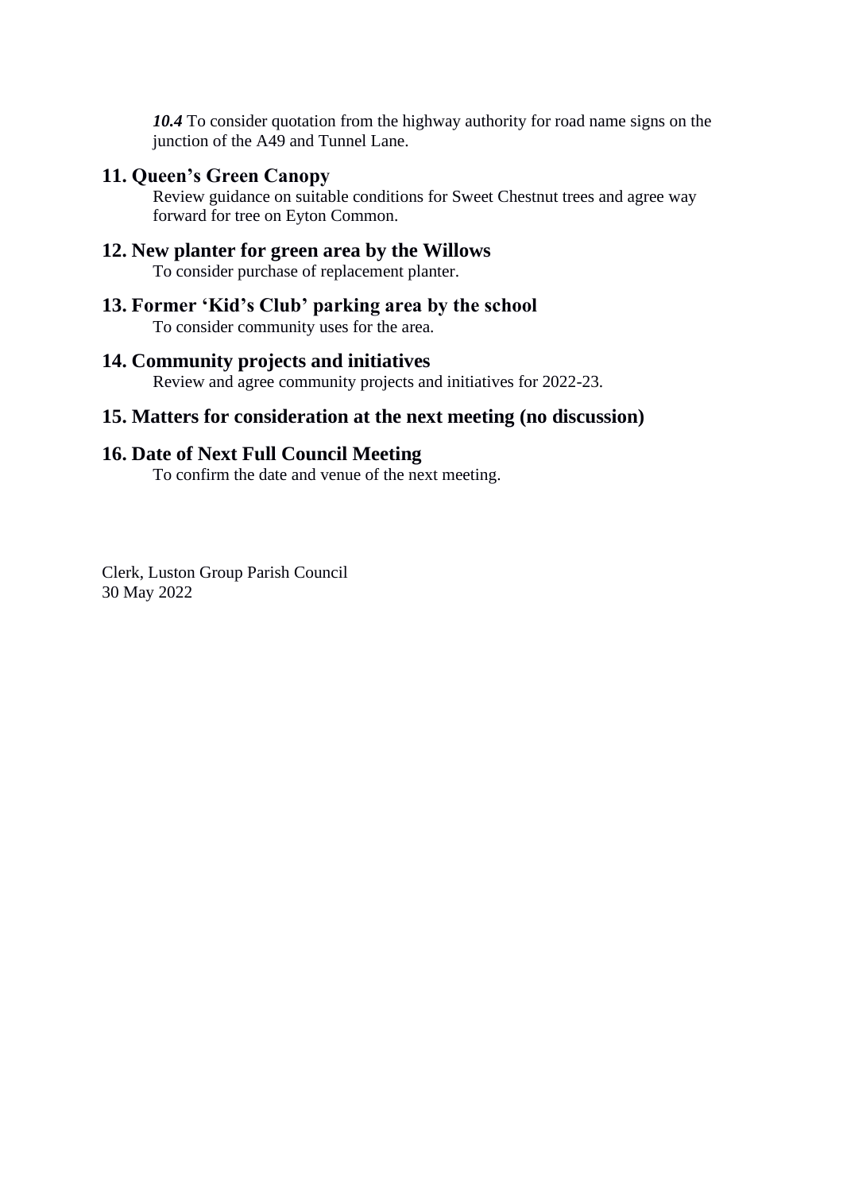***10.4*** To consider quotation from the highway authority for road name signs on the junction of the A49 and Tunnel Lane.

## 11. Queen's Green Canopy

Review guidance on suitable conditions for Sweet Chestnut trees and agree way forward for tree on Eyton Common.

## 12. New planter for green area by the Willows

To consider purchase of replacement planter.

## 13. Former 'Kid's Club' parking area by the school

To consider community uses for the area.

## 14. Community projects and initiatives

Review and agree community projects and initiatives for 2022-23.

## 15. Matters for consideration at the next meeting (no discussion)

## 16. Date of Next Full Council Meeting

To confirm the date and venue of the next meeting.

Clerk, Luston Group Parish Council
30 May 2022